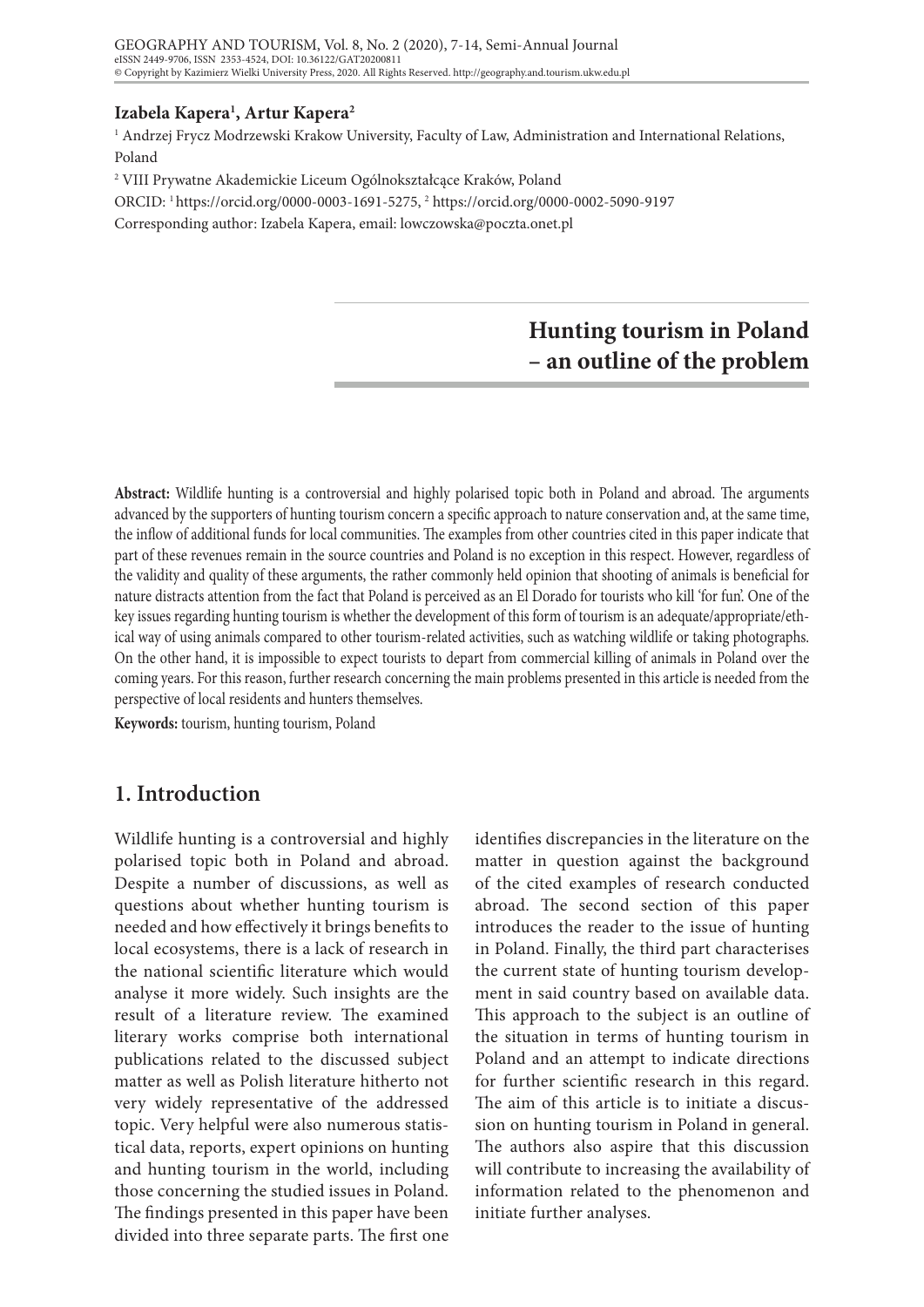**Izabela Kapera[1], Artur Kapera[2]**

[1] Andrzej Frycz Modrzewski Krakow University, Faculty of Law, Administration and International Relations, Poland

[2] VIII Prywatne Akademickie Liceum Ogólnokształcące Kraków, Poland

ORCID: [1] https://orcid.org/0000-0003-1691-5275, [2] https://orcid.org/0000-0002-5090-9197

Corresponding author: Izabela Kapera, email: lowczowska@poczta.onet.pl

# Hunting tourism in Poland – an outline of the problem

**Abstract:** Wildlife hunting is a controversial and highly polarised topic both in Poland and abroad. The arguments advanced by the supporters of hunting tourism concern a specific approach to nature conservation and, at the same time, the inflow of additional funds for local communities. The examples from other countries cited in this paper indicate that part of these revenues remain in the source countries and Poland is no exception in this respect. However, regardless of the validity and quality of these arguments, the rather commonly held opinion that shooting of animals is beneficial for nature distracts attention from the fact that Poland is perceived as an El Dorado for tourists who kill 'for fun'. One of the key issues regarding hunting tourism is whether the development of this form of tourism is an adequate/appropriate/ethical way of using animals compared to other tourism-related activities, such as watching wildlife or taking photographs. On the other hand, it is impossible to expect tourists to depart from commercial killing of animals in Poland over the coming years. For this reason, further research concerning the main problems presented in this article is needed from the perspective of local residents and hunters themselves.

**Keywords:** tourism, hunting tourism, Poland

## 1. Introduction

Wildlife hunting is a controversial and highly polarised topic both in Poland and abroad. Despite a number of discussions, as well as questions about whether hunting tourism is needed and how effectively it brings benefits to local ecosystems, there is a lack of research in the national scientific literature which would analyse it more widely. Such insights are the result of a literature review. The examined literary works comprise both international publications related to the discussed subject matter as well as Polish literature hitherto not very widely representative of the addressed topic. Very helpful were also numerous statistical data, reports, expert opinions on hunting and hunting tourism in the world, including those concerning the studied issues in Poland. The findings presented in this paper have been divided into three separate parts. The first one identifies discrepancies in the literature on the matter in question against the background of the cited examples of research conducted abroad. The second section of this paper introduces the reader to the issue of hunting in Poland. Finally, the third part characterises the current state of hunting tourism development in said country based on available data. This approach to the subject is an outline of the situation in terms of hunting tourism in Poland and an attempt to indicate directions for further scientific research in this regard. The aim of this article is to initiate a discussion on hunting tourism in Poland in general. The authors also aspire that this discussion will contribute to increasing the availability of information related to the phenomenon and initiate further analyses.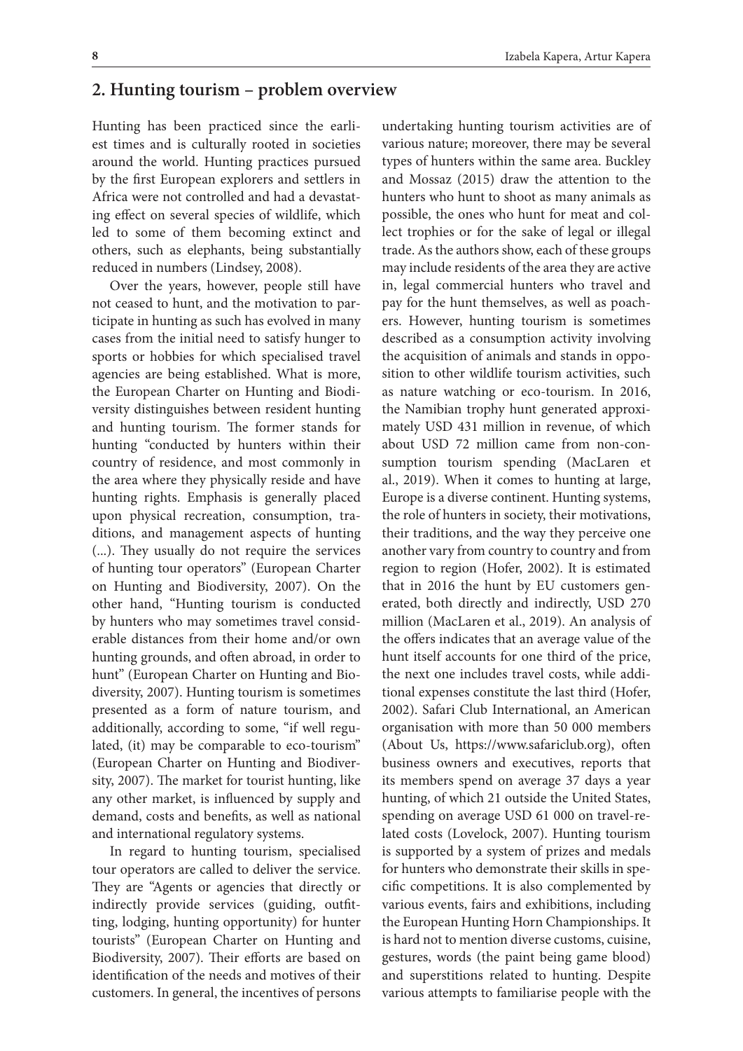## 2. Hunting tourism – problem overview

Hunting has been practiced since the earliest times and is culturally rooted in societies around the world. Hunting practices pursued by the first European explorers and settlers in Africa were not controlled and had a devastating effect on several species of wildlife, which led to some of them becoming extinct and others, such as elephants, being substantially reduced in numbers (Lindsey, 2008).

Over the years, however, people still have not ceased to hunt, and the motivation to participate in hunting as such has evolved in many cases from the initial need to satisfy hunger to sports or hobbies for which specialised travel agencies are being established. What is more, the European Charter on Hunting and Biodiversity distinguishes between resident hunting and hunting tourism. The former stands for hunting "conducted by hunters within their country of residence, and most commonly in the area where they physically reside and have hunting rights. Emphasis is generally placed upon physical recreation, consumption, traditions, and management aspects of hunting (...). They usually do not require the services of hunting tour operators" (European Charter on Hunting and Biodiversity, 2007). On the other hand, "Hunting tourism is conducted by hunters who may sometimes travel considerable distances from their home and/or own hunting grounds, and often abroad, in order to hunt" (European Charter on Hunting and Biodiversity, 2007). Hunting tourism is sometimes presented as a form of nature tourism, and additionally, according to some, "if well regulated, (it) may be comparable to eco-tourism" (European Charter on Hunting and Biodiversity, 2007). The market for tourist hunting, like any other market, is influenced by supply and demand, costs and benefits, as well as national and international regulatory systems.

In regard to hunting tourism, specialised tour operators are called to deliver the service. They are "Agents or agencies that directly or indirectly provide services (guiding, outfitting, lodging, hunting opportunity) for hunter tourists" (European Charter on Hunting and Biodiversity, 2007). Their efforts are based on identification of the needs and motives of their customers. In general, the incentives of persons undertaking hunting tourism activities are of various nature; moreover, there may be several types of hunters within the same area. Buckley and Mossaz (2015) draw the attention to the hunters who hunt to shoot as many animals as possible, the ones who hunt for meat and collect trophies or for the sake of legal or illegal trade. As the authors show, each of these groups may include residents of the area they are active in, legal commercial hunters who travel and pay for the hunt themselves, as well as poachers. However, hunting tourism is sometimes described as a consumption activity involving the acquisition of animals and stands in opposition to other wildlife tourism activities, such as nature watching or eco-tourism. In 2016, the Namibian trophy hunt generated approximately USD 431 million in revenue, of which about USD 72 million came from non-consumption tourism spending (MacLaren et al., 2019). When it comes to hunting at large, Europe is a diverse continent. Hunting systems, the role of hunters in society, their motivations, their traditions, and the way they perceive one another vary from country to country and from region to region (Hofer, 2002). It is estimated that in 2016 the hunt by EU customers generated, both directly and indirectly, USD 270 million (MacLaren et al., 2019). An analysis of the offers indicates that an average value of the hunt itself accounts for one third of the price, the next one includes travel costs, while additional expenses constitute the last third (Hofer, 2002). Safari Club International, an American organisation with more than 50 000 members (About Us, https://www.safariclub.org), often business owners and executives, reports that its members spend on average 37 days a year hunting, of which 21 outside the United States, spending on average USD 61 000 on travel-related costs (Lovelock, 2007). Hunting tourism is supported by a system of prizes and medals for hunters who demonstrate their skills in specific competitions. It is also complemented by various events, fairs and exhibitions, including the European Hunting Horn Championships. It is hard not to mention diverse customs, cuisine, gestures, words (the paint being game blood) and superstitions related to hunting. Despite various attempts to familiarise people with the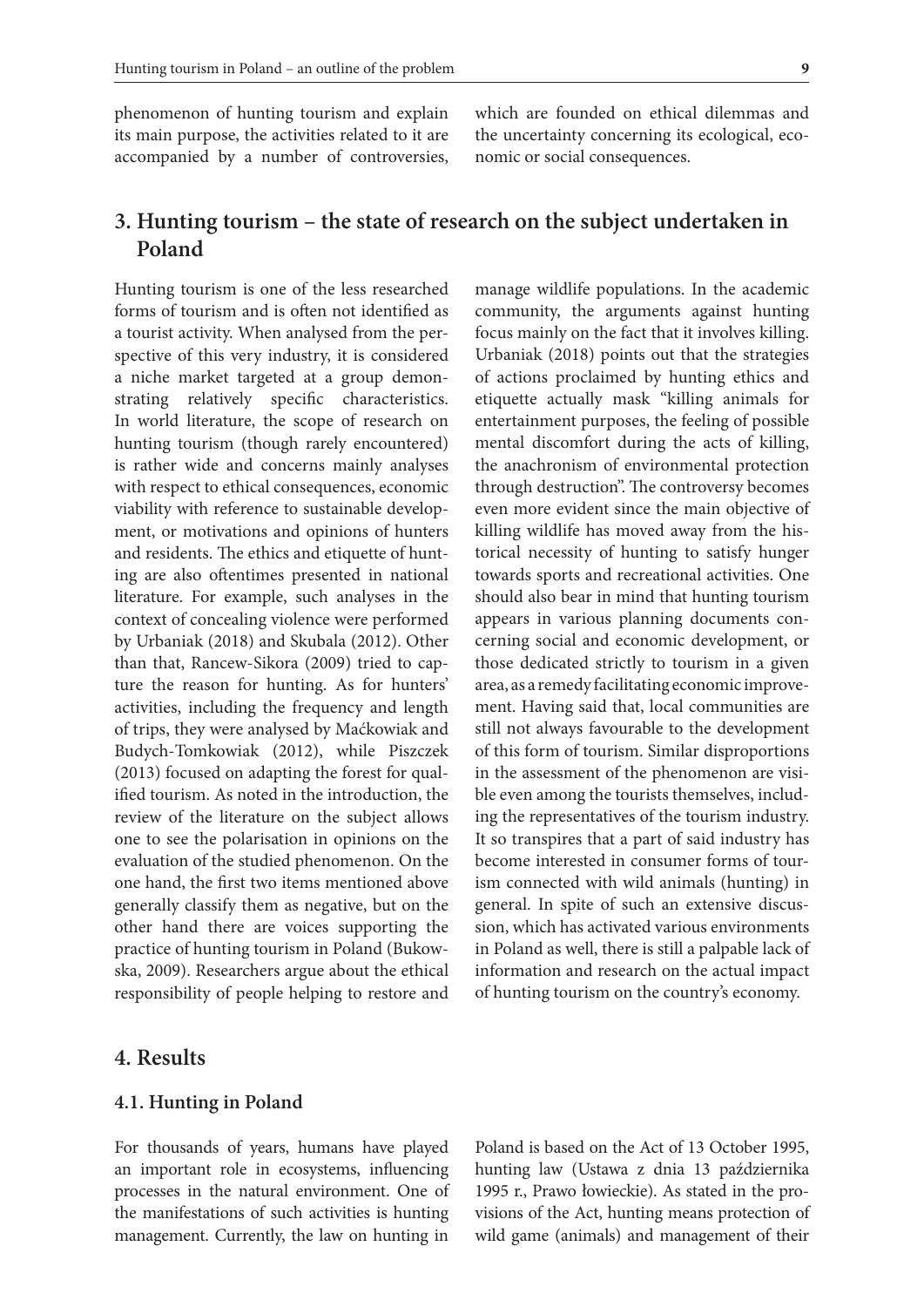phenomenon of hunting tourism and explain its main purpose, the activities related to it are accompanied by a number of controversies, which are founded on ethical dilemmas and the uncertainty concerning its ecological, economic or social consequences.

## 3. Hunting tourism – the state of research on the subject undertaken in Poland

Hunting tourism is one of the less researched forms of tourism and is often not identified as a tourist activity. When analysed from the perspective of this very industry, it is considered a niche market targeted at a group demonstrating relatively specific characteristics. In world literature, the scope of research on hunting tourism (though rarely encountered) is rather wide and concerns mainly analyses with respect to ethical consequences, economic viability with reference to sustainable development, or motivations and opinions of hunters and residents. The ethics and etiquette of hunting are also oftentimes presented in national literature. For example, such analyses in the context of concealing violence were performed by Urbaniak (2018) and Skubala (2012). Other than that, Rancew-Sikora (2009) tried to capture the reason for hunting. As for hunters' activities, including the frequency and length of trips, they were analysed by Maćkowiak and Budych-Tomkowiak (2012), while Piszczek (2013) focused on adapting the forest for qualified tourism. As noted in the introduction, the review of the literature on the subject allows one to see the polarisation in opinions on the evaluation of the studied phenomenon. On the one hand, the first two items mentioned above generally classify them as negative, but on the other hand there are voices supporting the practice of hunting tourism in Poland (Bukowska, 2009). Researchers argue about the ethical responsibility of people helping to restore and manage wildlife populations. In the academic community, the arguments against hunting focus mainly on the fact that it involves killing. Urbaniak (2018) points out that the strategies of actions proclaimed by hunting ethics and etiquette actually mask "killing animals for entertainment purposes, the feeling of possible mental discomfort during the acts of killing, the anachronism of environmental protection through destruction". The controversy becomes even more evident since the main objective of killing wildlife has moved away from the historical necessity of hunting to satisfy hunger towards sports and recreational activities. One should also bear in mind that hunting tourism appears in various planning documents concerning social and economic development, or those dedicated strictly to tourism in a given area, as a remedy facilitating economic improvement. Having said that, local communities are still not always favourable to the development of this form of tourism. Similar disproportions in the assessment of the phenomenon are visible even among the tourists themselves, including the representatives of the tourism industry. It so transpires that a part of said industry has become interested in consumer forms of tourism connected with wild animals (hunting) in general. In spite of such an extensive discussion, which has activated various environments in Poland as well, there is still a palpable lack of information and research on the actual impact of hunting tourism on the country's economy.

## 4. Results

### 4.1. Hunting in Poland

For thousands of years, humans have played an important role in ecosystems, influencing processes in the natural environment. One of the manifestations of such activities is hunting management. Currently, the law on hunting in Poland is based on the Act of 13 October 1995, hunting law (Ustawa z dnia 13 października 1995 r., Prawo łowieckie). As stated in the provisions of the Act, hunting means protection of wild game (animals) and management of their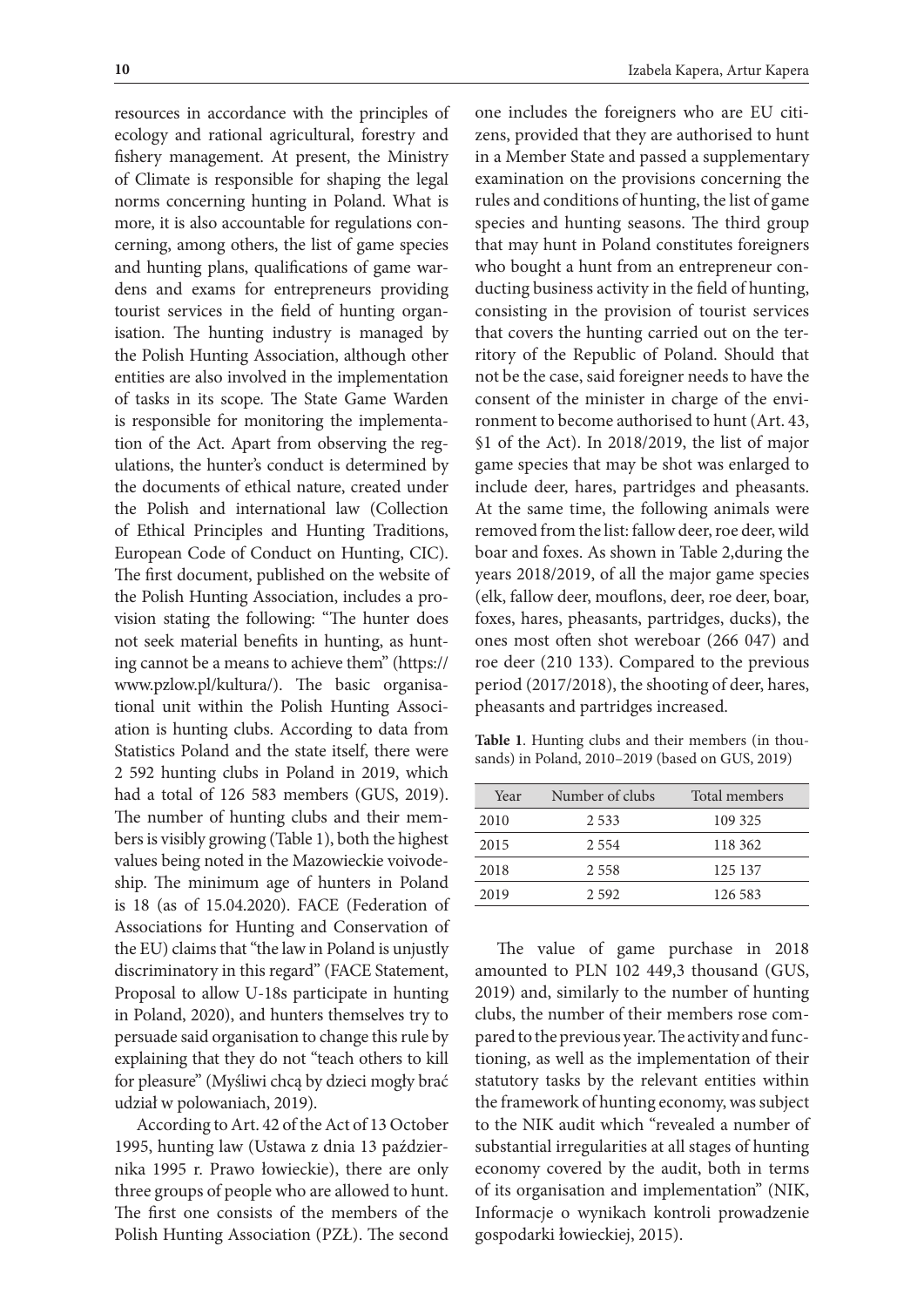resources in accordance with the principles of ecology and rational agricultural, forestry and fishery management. At present, the Ministry of Climate is responsible for shaping the legal norms concerning hunting in Poland. What is more, it is also accountable for regulations concerning, among others, the list of game species and hunting plans, qualifications of game wardens and exams for entrepreneurs providing tourist services in the field of hunting organisation. The hunting industry is managed by the Polish Hunting Association, although other entities are also involved in the implementation of tasks in its scope. The State Game Warden is responsible for monitoring the implementation of the Act. Apart from observing the regulations, the hunter's conduct is determined by the documents of ethical nature, created under the Polish and international law (Collection of Ethical Principles and Hunting Traditions, European Code of Conduct on Hunting, CIC). The first document, published on the website of the Polish Hunting Association, includes a provision stating the following: "The hunter does not seek material benefits in hunting, as hunting cannot be a means to achieve them" (https://www.pzlow.pl/kultura/). The basic organisational unit within the Polish Hunting Association is hunting clubs. According to data from Statistics Poland and the state itself, there were 2 592 hunting clubs in Poland in 2019, which had a total of 126 583 members (GUS, 2019). The number of hunting clubs and their members is visibly growing (Table 1), both the highest values being noted in the Mazowieckie voivodeship. The minimum age of hunters in Poland is 18 (as of 15.04.2020). FACE (Federation of Associations for Hunting and Conservation of the EU) claims that "the law in Poland is unjustly discriminatory in this regard" (FACE Statement, Proposal to allow U-18s participate in hunting in Poland, 2020), and hunters themselves try to persuade said organisation to change this rule by explaining that they do not "teach others to kill for pleasure" (Myśliwi chcą by dzieci mogły brać udział w polowaniach, 2019).

According to Art. 42 of the Act of 13 October 1995, hunting law (Ustawa z dnia 13 października 1995 r. Prawo łowieckie), there are only three groups of people who are allowed to hunt. The first one consists of the members of the Polish Hunting Association (PZŁ). The second one includes the foreigners who are EU citizens, provided that they are authorised to hunt in a Member State and passed a supplementary examination on the provisions concerning the rules and conditions of hunting, the list of game species and hunting seasons. The third group that may hunt in Poland constitutes foreigners who bought a hunt from an entrepreneur conducting business activity in the field of hunting, consisting in the provision of tourist services that covers the hunting carried out on the territory of the Republic of Poland. Should that not be the case, said foreigner needs to have the consent of the minister in charge of the environment to become authorised to hunt (Art. 43, §1 of the Act). In 2018/2019, the list of major game species that may be shot was enlarged to include deer, hares, partridges and pheasants. At the same time, the following animals were removed from the list: fallow deer, roe deer, wild boar and foxes. As shown in Table 2,during the years 2018/2019, of all the major game species (elk, fallow deer, mouflons, deer, roe deer, boar, foxes, hares, pheasants, partridges, ducks), the ones most often shot wereboar (266 047) and roe deer (210 133). Compared to the previous period (2017/2018), the shooting of deer, hares, pheasants and partridges increased.

**Table 1**. Hunting clubs and their members (in thousands) in Poland, 2010–2019 (based on GUS, 2019)

| Year | Number of clubs | Total members |
|---|---|---|
| 2010 | 2 533 | 109 325 |
| 2015 | 2 554 | 118 362 |
| 2018 | 2 558 | 125 137 |
| 2019 | 2 592 | 126 583 |

The value of game purchase in 2018 amounted to PLN 102 449,3 thousand (GUS, 2019) and, similarly to the number of hunting clubs, the number of their members rose compared to the previous year. The activity and functioning, as well as the implementation of their statutory tasks by the relevant entities within the framework of hunting economy, was subject to the NIK audit which "revealed a number of substantial irregularities at all stages of hunting economy covered by the audit, both in terms of its organisation and implementation" (NIK, Informacje o wynikach kontroli prowadzenie gospodarki łowieckiej, 2015).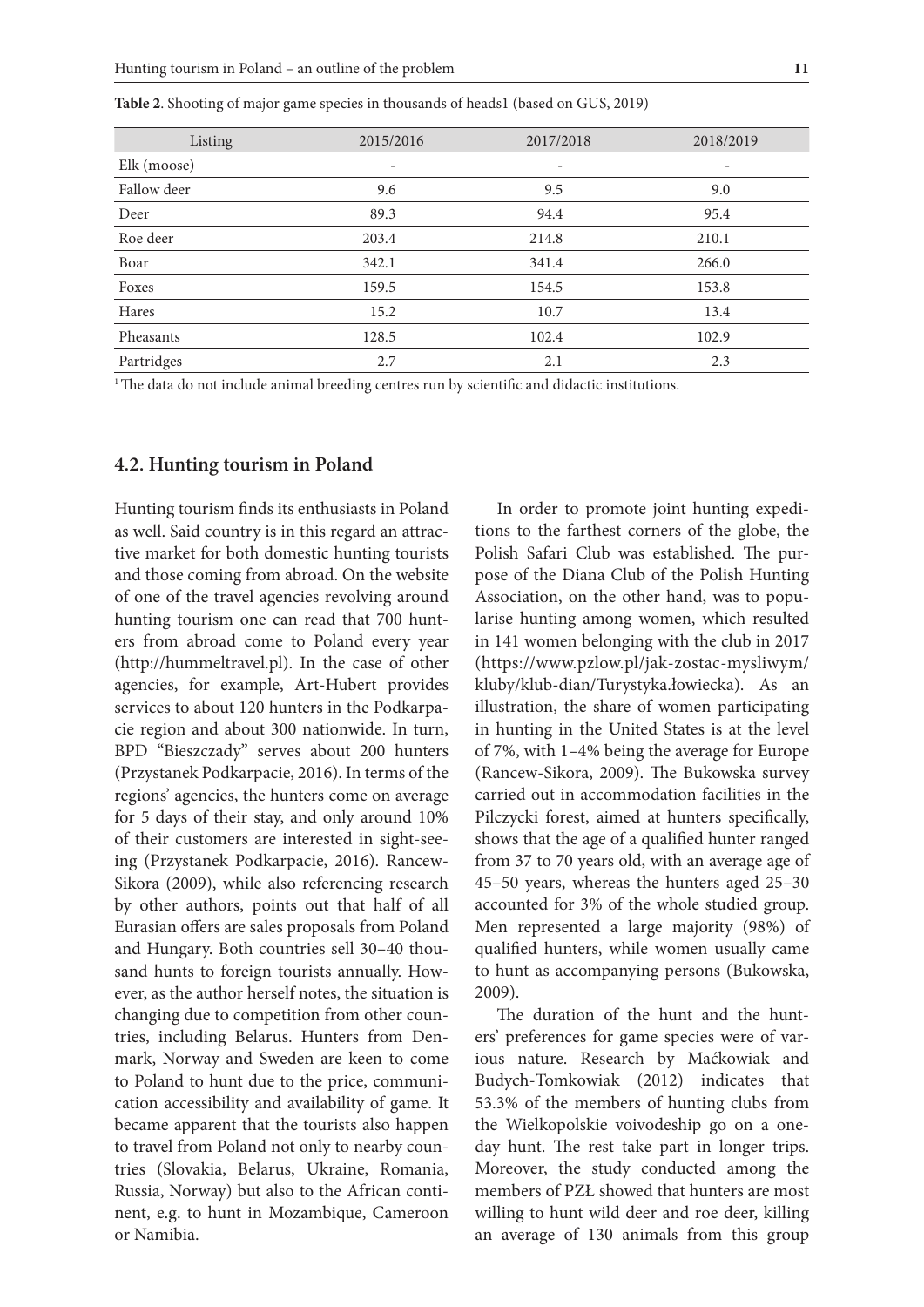**Table 2**. Shooting of major game species in thousands of heads[1] (based on GUS, 2019)

| Listing | 2015/2016 | 2017/2018 | 2018/2019 |
|---|---|---|---|
| Elk (moose) | - | - | - |
| Fallow deer | 9.6 | 9.5 | 9.0 |
| Deer | 89.3 | 94.4 | 95.4 |
| Roe deer | 203.4 | 214.8 | 210.1 |
| Boar | 342.1 | 341.4 | 266.0 |
| Foxes | 159.5 | 154.5 | 153.8 |
| Hares | 15.2 | 10.7 | 13.4 |
| Pheasants | 128.5 | 102.4 | 102.9 |
| Partridges | 2.7 | 2.1 | 2.3 |

[1] The data do not include animal breeding centres run by scientific and didactic institutions.

### 4.2. Hunting tourism in Poland

Hunting tourism finds its enthusiasts in Poland as well. Said country is in this regard an attractive market for both domestic hunting tourists and those coming from abroad. On the website of one of the travel agencies revolving around hunting tourism one can read that 700 hunters from abroad come to Poland every year (http://hummeltravel.pl). In the case of other agencies, for example, Art-Hubert provides services to about 120 hunters in the Podkarpacie region and about 300 nationwide. In turn, BPD "Bieszczady" serves about 200 hunters (Przystanek Podkarpacie, 2016). In terms of the regions' agencies, the hunters come on average for 5 days of their stay, and only around 10% of their customers are interested in sight-seeing (Przystanek Podkarpacie, 2016). Rancew-Sikora (2009), while also referencing research by other authors, points out that half of all Eurasian offers are sales proposals from Poland and Hungary. Both countries sell 30–40 thousand hunts to foreign tourists annually. However, as the author herself notes, the situation is changing due to competition from other countries, including Belarus. Hunters from Denmark, Norway and Sweden are keen to come to Poland to hunt due to the price, communication accessibility and availability of game. It became apparent that the tourists also happen to travel from Poland not only to nearby countries (Slovakia, Belarus, Ukraine, Romania, Russia, Norway) but also to the African continent, e.g. to hunt in Mozambique, Cameroon or Namibia.

In order to promote joint hunting expeditions to the farthest corners of the globe, the Polish Safari Club was established. The purpose of the Diana Club of the Polish Hunting Association, on the other hand, was to popularise hunting among women, which resulted in 141 women belonging with the club in 2017 (https://www.pzlow.pl/jak-zostac-mysliwym/kluby/klub-dian/Turystyka.łowiecka). As an illustration, the share of women participating in hunting in the United States is at the level of 7%, with 1–4% being the average for Europe (Rancew-Sikora, 2009). The Bukowska survey carried out in accommodation facilities in the Pilczycki forest, aimed at hunters specifically, shows that the age of a qualified hunter ranged from 37 to 70 years old, with an average age of 45–50 years, whereas the hunters aged 25–30 accounted for 3% of the whole studied group. Men represented a large majority (98%) of qualified hunters, while women usually came to hunt as accompanying persons (Bukowska, 2009).

The duration of the hunt and the hunters' preferences for game species were of various nature. Research by Maćkowiak and Budych-Tomkowiak (2012) indicates that 53.3% of the members of hunting clubs from the Wielkopolskie voivodeship go on a one-day hunt. The rest take part in longer trips. Moreover, the study conducted among the members of PZŁ showed that hunters are most willing to hunt wild deer and roe deer, killing an average of 130 animals from this group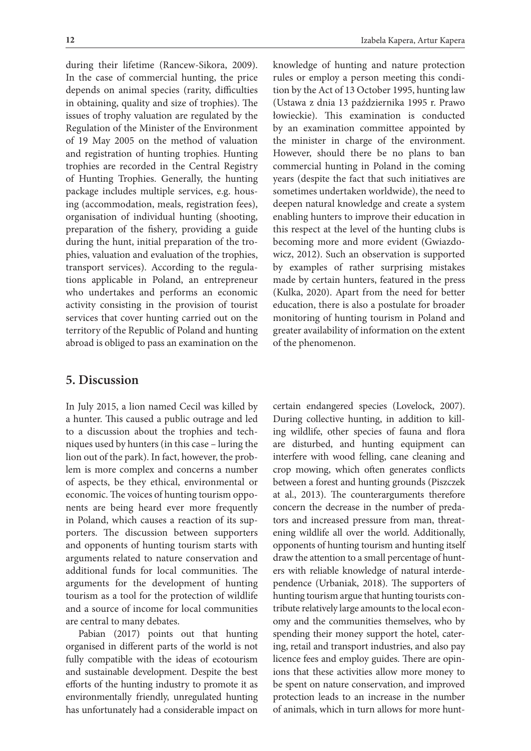during their lifetime (Rancew-Sikora, 2009). In the case of commercial hunting, the price depends on animal species (rarity, difficulties in obtaining, quality and size of trophies). The issues of trophy valuation are regulated by the Regulation of the Minister of the Environment of 19 May 2005 on the method of valuation and registration of hunting trophies. Hunting trophies are recorded in the Central Registry of Hunting Trophies. Generally, the hunting package includes multiple services, e.g. housing (accommodation, meals, registration fees), organisation of individual hunting (shooting, preparation of the fishery, providing a guide during the hunt, initial preparation of the trophies, valuation and evaluation of the trophies, transport services). According to the regulations applicable in Poland, an entrepreneur who undertakes and performs an economic activity consisting in the provision of tourist services that cover hunting carried out on the territory of the Republic of Poland and hunting abroad is obliged to pass an examination on the knowledge of hunting and nature protection rules or employ a person meeting this condition by the Act of 13 October 1995, hunting law (Ustawa z dnia 13 października 1995 r. Prawo łowieckie). This examination is conducted by an examination committee appointed by the minister in charge of the environment. However, should there be no plans to ban commercial hunting in Poland in the coming years (despite the fact that such initiatives are sometimes undertaken worldwide), the need to deepen natural knowledge and create a system enabling hunters to improve their education in this respect at the level of the hunting clubs is becoming more and more evident (Gwiazdowicz, 2012). Such an observation is supported by examples of rather surprising mistakes made by certain hunters, featured in the press (Kulka, 2020). Apart from the need for better education, there is also a postulate for broader monitoring of hunting tourism in Poland and greater availability of information on the extent of the phenomenon.

## 5. Discussion

In July 2015, a lion named Cecil was killed by a hunter. This caused a public outrage and led to a discussion about the trophies and techniques used by hunters (in this case – luring the lion out of the park). In fact, however, the problem is more complex and concerns a number of aspects, be they ethical, environmental or economic. The voices of hunting tourism opponents are being heard ever more frequently in Poland, which causes a reaction of its supporters. The discussion between supporters and opponents of hunting tourism starts with arguments related to nature conservation and additional funds for local communities. The arguments for the development of hunting tourism as a tool for the protection of wildlife and a source of income for local communities are central to many debates.

Pabian (2017) points out that hunting organised in different parts of the world is not fully compatible with the ideas of ecotourism and sustainable development. Despite the best efforts of the hunting industry to promote it as environmentally friendly, unregulated hunting has unfortunately had a considerable impact on certain endangered species (Lovelock, 2007). During collective hunting, in addition to killing wildlife, other species of fauna and flora are disturbed, and hunting equipment can interfere with wood felling, cane cleaning and crop mowing, which often generates conflicts between a forest and hunting grounds (Piszczek at al., 2013). The counterarguments therefore concern the decrease in the number of predators and increased pressure from man, threatening wildlife all over the world. Additionally, opponents of hunting tourism and hunting itself draw the attention to a small percentage of hunters with reliable knowledge of natural interdependence (Urbaniak, 2018). The supporters of hunting tourism argue that hunting tourists contribute relatively large amounts to the local economy and the communities themselves, who by spending their money support the hotel, catering, retail and transport industries, and also pay licence fees and employ guides. There are opinions that these activities allow more money to be spent on nature conservation, and improved protection leads to an increase in the number of animals, which in turn allows for more hunt-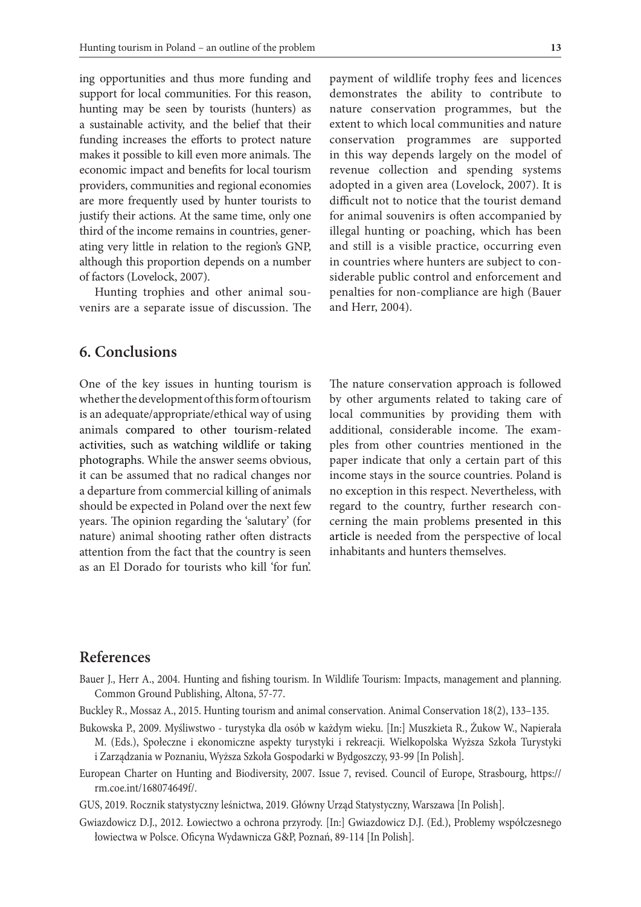ing opportunities and thus more funding and support for local communities. For this reason, hunting may be seen by tourists (hunters) as a sustainable activity, and the belief that their funding increases the efforts to protect nature makes it possible to kill even more animals. The economic impact and benefits for local tourism providers, communities and regional economies are more frequently used by hunter tourists to justify their actions. At the same time, only one third of the income remains in countries, generating very little in relation to the region's GNP, although this proportion depends on a number of factors (Lovelock, 2007).

Hunting trophies and other animal souvenirs are a separate issue of discussion. The payment of wildlife trophy fees and licences demonstrates the ability to contribute to nature conservation programmes, but the extent to which local communities and nature conservation programmes are supported in this way depends largely on the model of revenue collection and spending systems adopted in a given area (Lovelock, 2007). It is difficult not to notice that the tourist demand for animal souvenirs is often accompanied by illegal hunting or poaching, which has been and still is a visible practice, occurring even in countries where hunters are subject to considerable public control and enforcement and penalties for non-compliance are high (Bauer and Herr, 2004).

## 6. Conclusions

One of the key issues in hunting tourism is whether the development of this form of tourism is an adequate/appropriate/ethical way of using animals compared to other tourism-related activities, such as watching wildlife or taking photographs. While the answer seems obvious, it can be assumed that no radical changes nor a departure from commercial killing of animals should be expected in Poland over the next few years. The opinion regarding the 'salutary' (for nature) animal shooting rather often distracts attention from the fact that the country is seen as an El Dorado for tourists who kill 'for fun'.

The nature conservation approach is followed by other arguments related to taking care of local communities by providing them with additional, considerable income. The examples from other countries mentioned in the paper indicate that only a certain part of this income stays in the source countries. Poland is no exception in this respect. Nevertheless, with regard to the country, further research concerning the main problems presented in this article is needed from the perspective of local inhabitants and hunters themselves.

## References

Bauer J., Herr A., 2004. Hunting and fishing tourism. In Wildlife Tourism: Impacts, management and planning. Common Ground Publishing, Altona, 57-77.

Buckley R., Mossaz A., 2015. Hunting tourism and animal conservation. Animal Conservation 18(2), 133–135.

Bukowska P., 2009. Myśliwstwo - turystyka dla osób w każdym wieku. [In:] Muszkieta R., Żukow W., Napierała M. (Eds.), Społeczne i ekonomiczne aspekty turystyki i rekreacji. Wielkopolska Wyższa Szkoła Turystyki i Zarządzania w Poznaniu, Wyższa Szkoła Gospodarki w Bydgoszczy, 93-99 [In Polish].

European Charter on Hunting and Biodiversity, 2007. Issue 7, revised. Council of Europe, Strasbourg, https://rm.coe.int/168074649f/.

GUS, 2019. Rocznik statystyczny leśnictwa, 2019. Główny Urząd Statystyczny, Warszawa [In Polish].

Gwiazdowicz D.J., 2012. Łowiectwo a ochrona przyrody. [In:] Gwiazdowicz D.J. (Ed.), Problemy współczesnego łowiectwa w Polsce. Oficyna Wydawnicza G&P, Poznań, 89-114 [In Polish].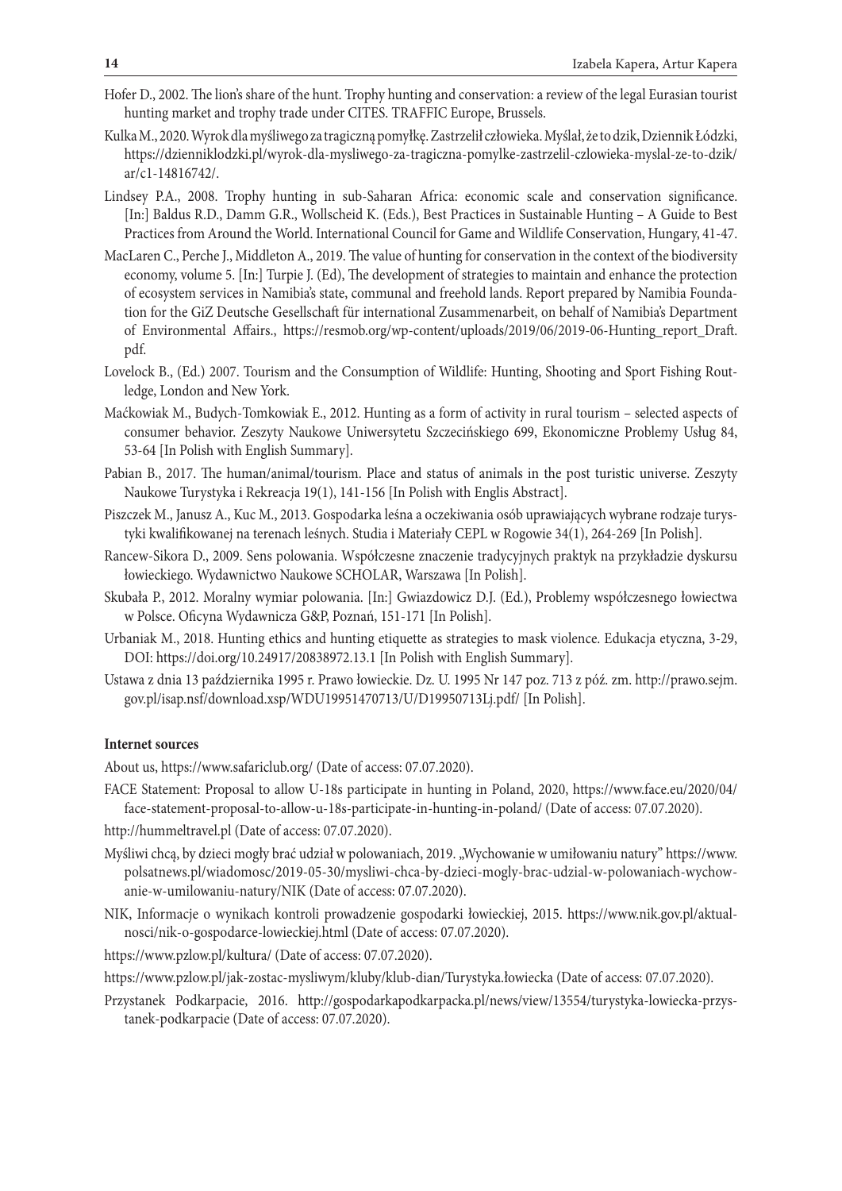Hofer D., 2002. The lion's share of the hunt. Trophy hunting and conservation: a review of the legal Eurasian tourist hunting market and trophy trade under CITES. TRAFFIC Europe, Brussels.

Kulka M., 2020. Wyrok dla myśliwego za tragiczną pomyłkę. Zastrzelił człowieka. Myślał, że to dzik, Dziennik Łódzki, https://dzienniklodzki.pl/wyrok-dla-mysliwego-za-tragiczna-pomylke-zastrzelil-czlowieka-myslal-ze-to-dzik/ar/c1-14816742/.

Lindsey P.A., 2008. Trophy hunting in sub-Saharan Africa: economic scale and conservation significance. [In:] Baldus R.D., Damm G.R., Wollscheid K. (Eds.), Best Practices in Sustainable Hunting – A Guide to Best Practices from Around the World. International Council for Game and Wildlife Conservation, Hungary, 41-47.

MacLaren C., Perche J., Middleton A., 2019. The value of hunting for conservation in the context of the biodiversity economy, volume 5. [In:] Turpie J. (Ed), The development of strategies to maintain and enhance the protection of ecosystem services in Namibia's state, communal and freehold lands. Report prepared by Namibia Foundation for the GiZ Deutsche Gesellschaft für international Zusammenarbeit, on behalf of Namibia's Department of Environmental Affairs., https://resmob.org/wp-content/uploads/2019/06/2019-06-Hunting_report_Draft.pdf.

Lovelock B., (Ed.) 2007. Tourism and the Consumption of Wildlife: Hunting, Shooting and Sport Fishing Routledge, London and New York.

Maćkowiak M., Budych-Tomkowiak E., 2012. Hunting as a form of activity in rural tourism – selected aspects of consumer behavior. Zeszyty Naukowe Uniwersytetu Szczecińskiego 699, Ekonomiczne Problemy Usług 84, 53-64 [In Polish with English Summary].

Pabian B., 2017. The human/animal/tourism. Place and status of animals in the post turistic universe. Zeszyty Naukowe Turystyka i Rekreacja 19(1), 141-156 [In Polish with Englis Abstract].

Piszczek M., Janusz A., Kuc M., 2013. Gospodarka leśna a oczekiwania osób uprawiających wybrane rodzaje turystyki kwalifikowanej na terenach leśnych. Studia i Materiały CEPL w Rogowie 34(1), 264-269 [In Polish].

Rancew-Sikora D., 2009. Sens polowania. Współczesne znaczenie tradycyjnych praktyk na przykładzie dyskursu łowieckiego. Wydawnictwo Naukowe SCHOLAR, Warszawa [In Polish].

Skubała P., 2012. Moralny wymiar polowania. [In:] Gwiazdowicz D.J. (Ed.), Problemy współczesnego łowiectwa w Polsce. Oficyna Wydawnicza G&P, Poznań, 151-171 [In Polish].

Urbaniak M., 2018. Hunting ethics and hunting etiquette as strategies to mask violence. Edukacja etyczna, 3-29, DOI: https://doi.org/10.24917/20838972.13.1 [In Polish with English Summary].

Ustawa z dnia 13 października 1995 r. Prawo łowieckie. Dz. U. 1995 Nr 147 poz. 713 z póź. zm. http://prawo.sejm.gov.pl/isap.nsf/download.xsp/WDU19951470713/U/D19950713Lj.pdf/ [In Polish].

**Internet sources**

About us, https://www.safariclub.org/ (Date of access: 07.07.2020).

FACE Statement: Proposal to allow U-18s participate in hunting in Poland, 2020, https://www.face.eu/2020/04/face-statement-proposal-to-allow-u-18s-participate-in-hunting-in-poland/ (Date of access: 07.07.2020).

http://hummeltravel.pl (Date of access: 07.07.2020).

Myśliwi chcą, by dzieci mogły brać udział w polowaniach, 2019. „Wychowanie w umiłowaniu natury" https://www.polsatnews.pl/wiadomosc/2019-05-30/mysliwi-chca-by-dzieci-mogly-brac-udzial-w-polowaniach-wychowanie-w-umilowaniu-natury/NIK (Date of access: 07.07.2020).

NIK, Informacje o wynikach kontroli prowadzenie gospodarki łowieckiej, 2015. https://www.nik.gov.pl/aktualnosci/nik-o-gospodarce-lowieckiej.html (Date of access: 07.07.2020).

https://www.pzlow.pl/kultura/ (Date of access: 07.07.2020).

https://www.pzlow.pl/jak-zostac-mysliwym/kluby/klub-dian/Turystyka.łowiecka (Date of access: 07.07.2020).

Przystanek Podkarpacie, 2016. http://gospodarkapodkarpacka.pl/news/view/13554/turystyka-lowiecka-przystanek-podkarpacie (Date of access: 07.07.2020).